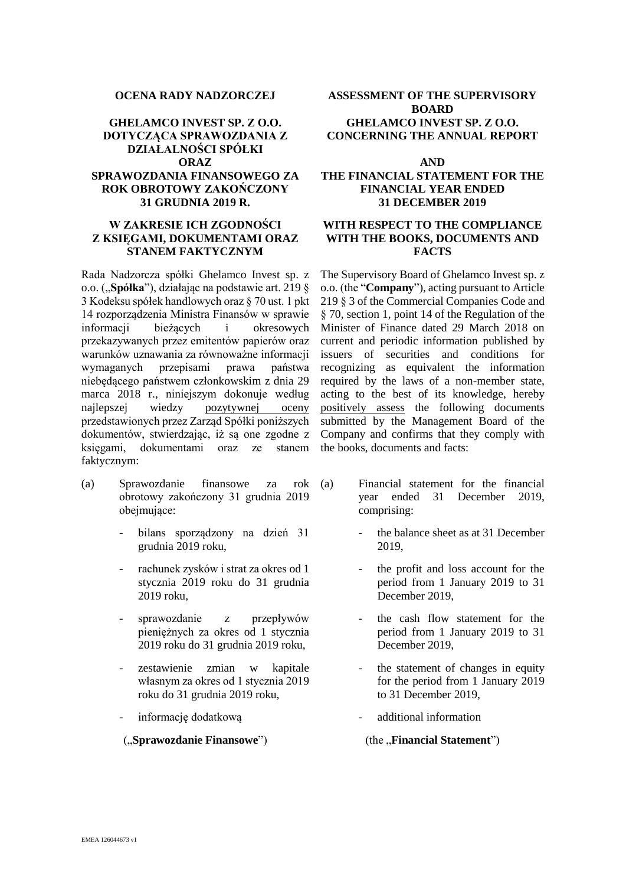**OCENA RADY NADZORCZEJ**

**GHELAMCO INVEST SP. Z O.O. DOTYCZĄCA SPRAWOZDANIA Z DZIAŁALNOŚCI SPÓŁKI ORAZ SPRAWOZDANIA FINANSOWEGO ZA ROK OBROTOWY ZAKOŃCZONY 31 GRUDNIA 2019 R.**

**W ZAKRESIE ICH ZGODNOŚCI Z KSIĘGAMI, DOKUMENTAMI ORAZ STANEM FAKTYCZNYM**

Rada Nadzorcza spółki Ghelamco Invest sp. z o.o. („**Spółka**"), działając na podstawie art. 219 § 3 Kodeksu spółek handlowych oraz § 70 ust. 1 pkt 14 rozporządzenia Ministra Finansów w sprawie informacji bieżących i okresowych przekazywanych przez emitentów papierów oraz warunków uznawania za równoważne informacji wymaganych przepisami prawa państwa niebędącego państwem członkowskim z dnia 29 marca 2018 r., niniejszym dokonuje według najlepszej wiedzy pozytywnej oceny przedstawionych przez Zarząd Spółki poniższych dokumentów, stwierdzając, iż są one zgodne z księgami, dokumentami oraz ze stanem faktycznym:

(a) Sprawozdanie finansowe za rok obrotowy zakończony 31 grudnia 2019 obejmujące:

- bilans sporządzony na dzień 31 grudnia 2019 roku,
- rachunek zysków i strat za okres od 1 stycznia 2019 roku do 31 grudnia 2019 roku,
- sprawozdanie z przepływów pieniężnych za okres od 1 stycznia 2019 roku do 31 grudnia 2019 roku,
- zestawienie zmian w kapitale własnym za okres od 1 stycznia 2019 roku do 31 grudnia 2019 roku,
- informację dodatkową

(„**Sprawozdanie Finansowe**")

**ASSESSMENT OF THE SUPERVISORY BOARD GHELAMCO INVEST SP. Z O.O. CONCERNING THE ANNUAL REPORT AND THE FINANCIAL STATEMENT FOR THE FINANCIAL YEAR ENDED 31 DECEMBER 2019**

**WITH RESPECT TO THE COMPLIANCE WITH THE BOOKS, DOCUMENTS AND FACTS**

The Supervisory Board of Ghelamco Invest sp. z o.o. (the "**Company**"), acting pursuant to Article 219 § 3 of the Commercial Companies Code and § 70, section 1, point 14 of the Regulation of the Minister of Finance dated 29 March 2018 on current and periodic information published by issuers of securities and conditions for recognizing as equivalent the information required by the laws of a non-member state, acting to the best of its knowledge, hereby positively assess the following documents submitted by the Management Board of the Company and confirms that they comply with the books, documents and facts:

(a) Financial statement for the financial year ended 31 December 2019, comprising:

- the balance sheet as at 31 December 2019,
- the profit and loss account for the period from 1 January 2019 to 31 December 2019,
- the cash flow statement for the period from 1 January 2019 to 31 December 2019,
- the statement of changes in equity for the period from 1 January 2019 to 31 December 2019,
- additional information

(the „**Financial Statement**")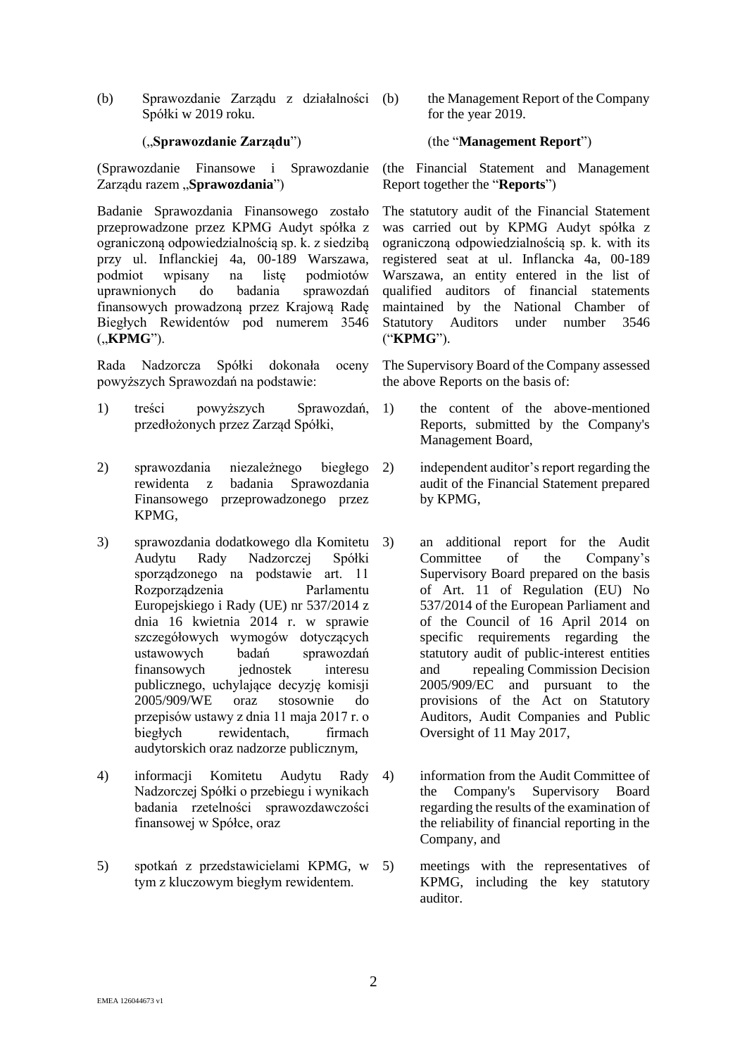| | |
|---|---|
| (b) Sprawozdanie Zarządu z działalności Spółki w 2019 roku. | (b) the Management Report of the Company for the year 2019. |
| („**Sprawozdanie Zarządu**") | (the "**Management Report**") |
| (Sprawozdanie Finansowe i Sprawozdanie Zarządu razem „**Sprawozdania**") | (the Financial Statement and Management Report together the "**Reports**") |
| Badanie Sprawozdania Finansowego zostało przeprowadzone przez KPMG Audyt spółka z ograniczoną odpowiedzialnością sp. k. z siedzibą przy ul. Inflanckiej 4a, 00-189 Warszawa, podmiot wpisany na listę podmiotów uprawnionych do badania sprawozdań finansowych prowadzoną przez Krajową Radę Biegłych Rewidentów pod numerem 3546 („**KPMG**"). | The statutory audit of the Financial Statement was carried out by KPMG Audyt spółka z ograniczoną odpowiedzialnością sp. k. with its registered seat at ul. Inflancka 4a, 00-189 Warszawa, an entity entered in the list of qualified auditors of financial statements maintained by the National Chamber of Statutory Auditors under number 3546 ("**KPMG**"). |
| Rada Nadzorcza Spółki dokonała oceny powyższych Sprawozdań na podstawie: | The Supervisory Board of the Company assessed the above Reports on the basis of: |
| 1) treści powyższych Sprawozdań, przedłożonych przez Zarząd Spółki, | 1) the content of the above-mentioned Reports, submitted by the Company's Management Board, |
| 2) sprawozdania niezależnego biegłego rewidenta z badania Sprawozdania Finansowego przeprowadzonego przez KPMG, | 2) independent auditor's report regarding the audit of the Financial Statement prepared by KPMG, |
| 3) sprawozdania dodatkowego dla Komitetu Audytu Rady Nadzorczej Spółki sporządzonego na podstawie art. 11 Rozporządzenia Parlamentu Europejskiego i Rady (UE) nr 537/2014 z dnia 16 kwietnia 2014 r. w sprawie szczegółowych wymogów dotyczących ustawowych badań sprawozdań finansowych jednostek interesu publicznego, uchylające decyzję komisji 2005/909/WE oraz stosownie do przepisów ustawy z dnia 11 maja 2017 r. o biegłych rewidentach, firmach audytorskich oraz nadzorze publicznym, | 3) an additional report for the Audit Committee of the Company's Supervisory Board prepared on the basis of Art. 11 of Regulation (EU) No 537/2014 of the European Parliament and of the Council of 16 April 2014 on specific requirements regarding the statutory audit of public-interest entities and repealing Commission Decision 2005/909/EC and pursuant to the provisions of the Act on Statutory Auditors, Audit Companies and Public Oversight of 11 May 2017, |
| 4) informacji Komitetu Audytu Rady Nadzorczej Spółki o przebiegu i wynikach badania rzetelności sprawozdawczości finansowej w Spółce, oraz | 4) information from the Audit Committee of the Company's Supervisory Board regarding the results of the examination of the reliability of financial reporting in the Company, and |
| 5) spotkań z przedstawicielami KPMG, w tym z kluczowym biegłym rewidentem. | 5) meetings with the representatives of KPMG, including the key statutory auditor. |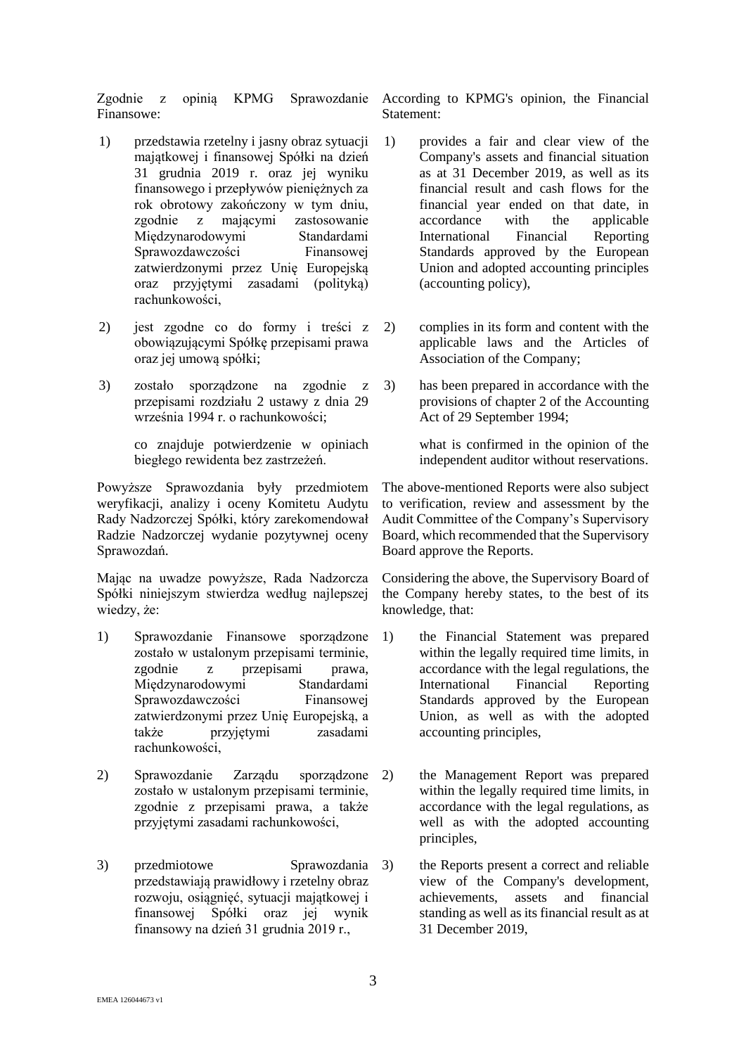Zgodnie z opinią KPMG Sprawozdanie Finansowe:

1) przedstawia rzetelny i jasny obraz sytuacji majątkowej i finansowej Spółki na dzień 31 grudnia 2019 r. oraz jej wyniku finansowego i przepływów pieniężnych za rok obrotowy zakończony w tym dniu, zgodnie z mającymi zastosowanie Międzynarodowymi Standardami Sprawozdawczości Finansowej zatwierdzonymi przez Unię Europejską oraz przyjętymi zasadami (polityką) rachunkowości,

2) jest zgodne co do formy i treści z obowiązującymi Spółkę przepisami prawa oraz jej umową spółki;

3) zostało sporządzone na zgodnie z przepisami rozdziału 2 ustawy z dnia 29 września 1994 r. o rachunkowości;

co znajduje potwierdzenie w opiniach biegłego rewidenta bez zastrzeżeń.

Powyższe Sprawozdania były przedmiotem weryfikacji, analizy i oceny Komitetu Audytu Rady Nadzorczej Spółki, który zarekomendował Radzie Nadzorczej wydanie pozytywnej oceny Sprawozdań.

Mając na uwadze powyższe, Rada Nadzorcza Spółki niniejszym stwierdza według najlepszej wiedzy, że:

1) Sprawozdanie Finansowe sporządzone zostało w ustalonym przepisami terminie, zgodnie z przepisami prawa, Międzynarodowymi Standardami Sprawozdawczości Finansowej zatwierdzonymi przez Unię Europejską, a także przyjętymi zasadami rachunkowości,

2) Sprawozdanie Zarządu sporządzone zostało w ustalonym przepisami terminie, zgodnie z przepisami prawa, a także przyjętymi zasadami rachunkowości,

3) przedmiotowe Sprawozdania przedstawiają prawidłowy i rzetelny obraz rozwoju, osiągnięć, sytuacji majątkowej i finansowej Spółki oraz jej wynik finansowy na dzień 31 grudnia 2019 r.,

According to KPMG's opinion, the Financial Statement:

1) provides a fair and clear view of the Company's assets and financial situation as at 31 December 2019, as well as its financial result and cash flows for the financial year ended on that date, in accordance with the applicable International Financial Reporting Standards approved by the European Union and adopted accounting principles (accounting policy),

2) complies in its form and content with the applicable laws and the Articles of Association of the Company;

3) has been prepared in accordance with the provisions of chapter 2 of the Accounting Act of 29 September 1994;

what is confirmed in the opinion of the independent auditor without reservations.

The above-mentioned Reports were also subject to verification, review and assessment by the Audit Committee of the Company's Supervisory Board, which recommended that the Supervisory Board approve the Reports.

Considering the above, the Supervisory Board of the Company hereby states, to the best of its knowledge, that:

1) the Financial Statement was prepared within the legally required time limits, in accordance with the legal regulations, the International Financial Reporting Standards approved by the European Union, as well as with the adopted accounting principles,

2) the Management Report was prepared within the legally required time limits, in accordance with the legal regulations, as well as with the adopted accounting principles,

3) the Reports present a correct and reliable view of the Company's development, achievements, assets and financial standing as well as its financial result as at 31 December 2019,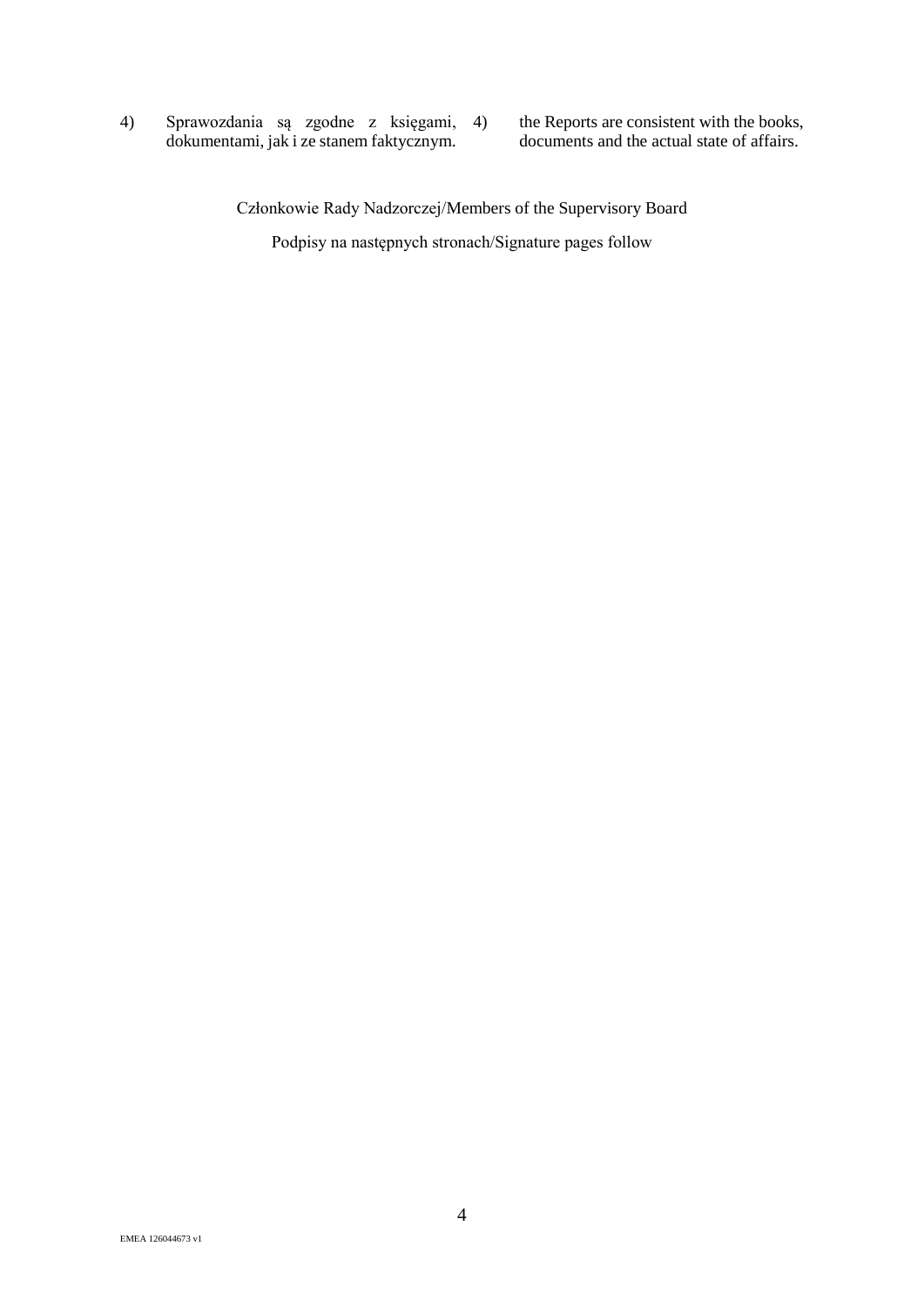| | |
|---|---|
| 4) Sprawozdania są zgodne z księgami, dokumentami, jak i ze stanem faktycznym. | 4) the Reports are consistent with the books, documents and the actual state of affairs. |

Członkowie Rady Nadzorczej/Members of the Supervisory Board

Podpisy na następnych stronach/Signature pages follow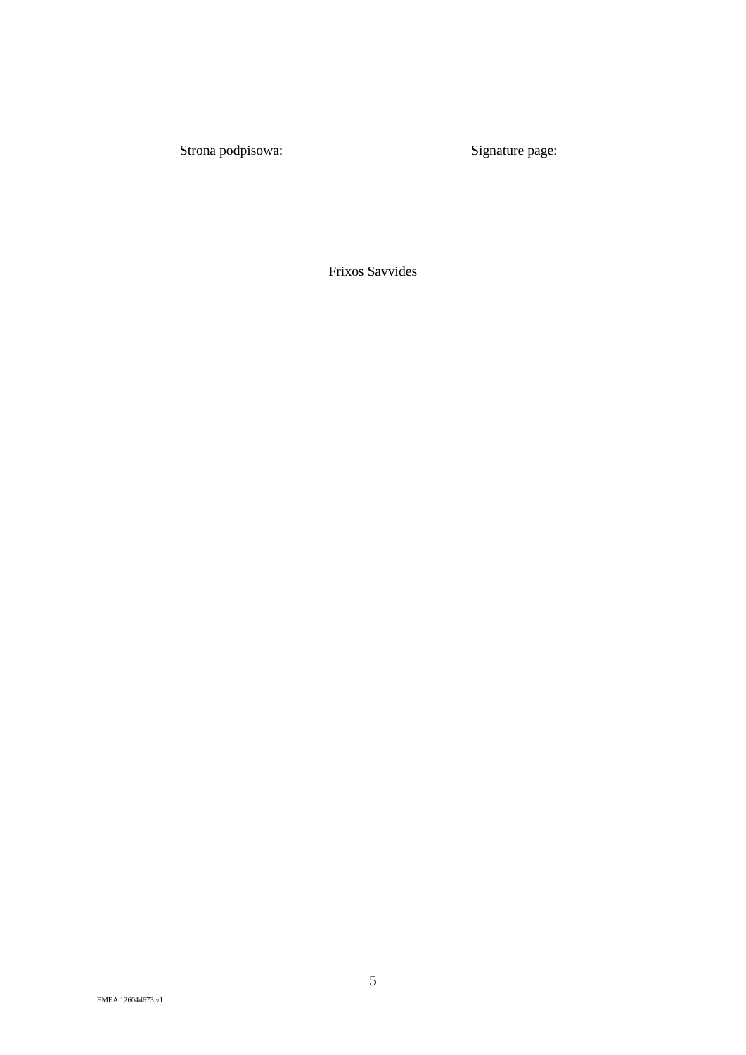Strona podpisowa: Signature page:

Frixos Savvides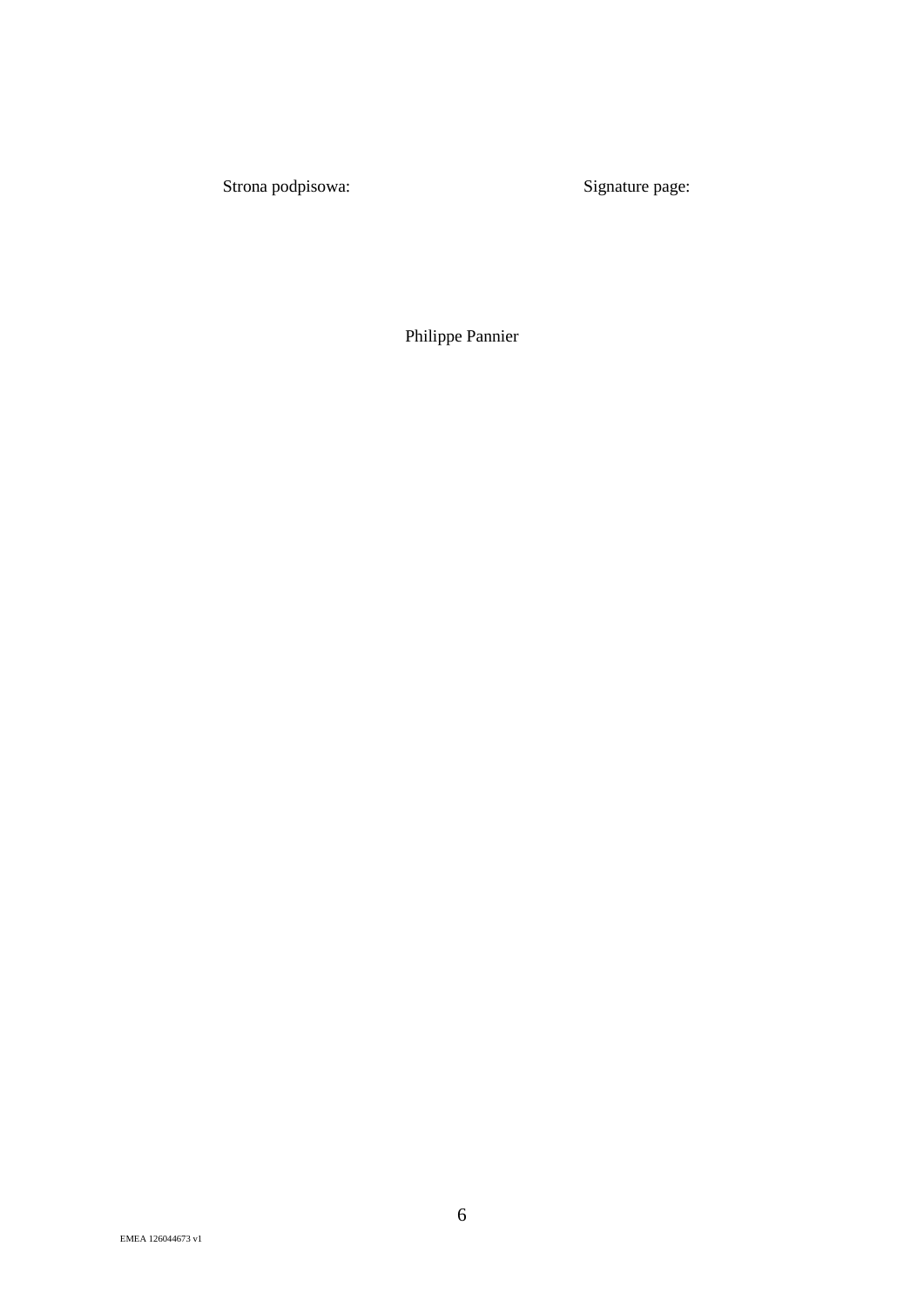| Strona podpisowa: | Signature page: |
|---|---|

Philippe Pannier

EMEA 126044673 v1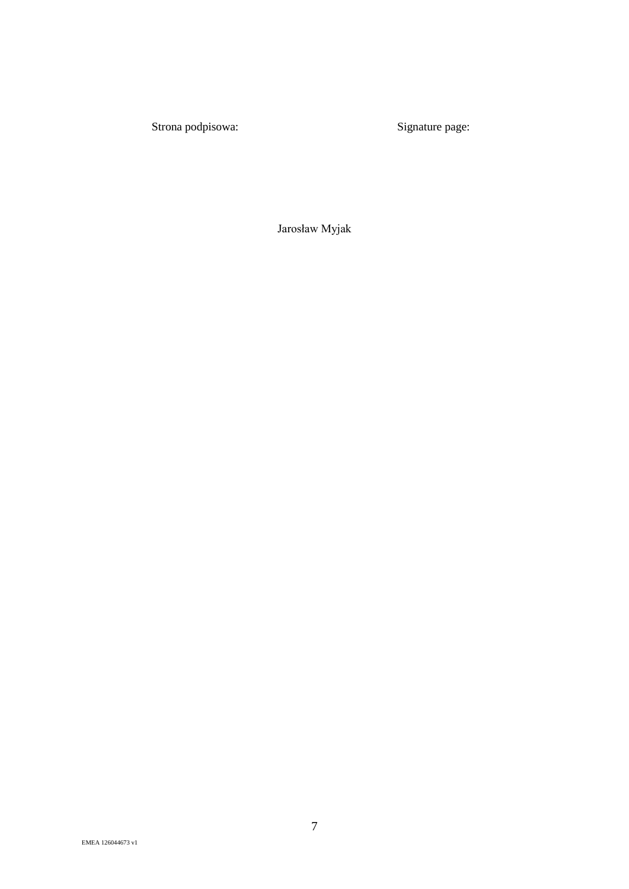Strona podpisowa: Signature page:

Jarosław Myjak

EMEA 126044673 v1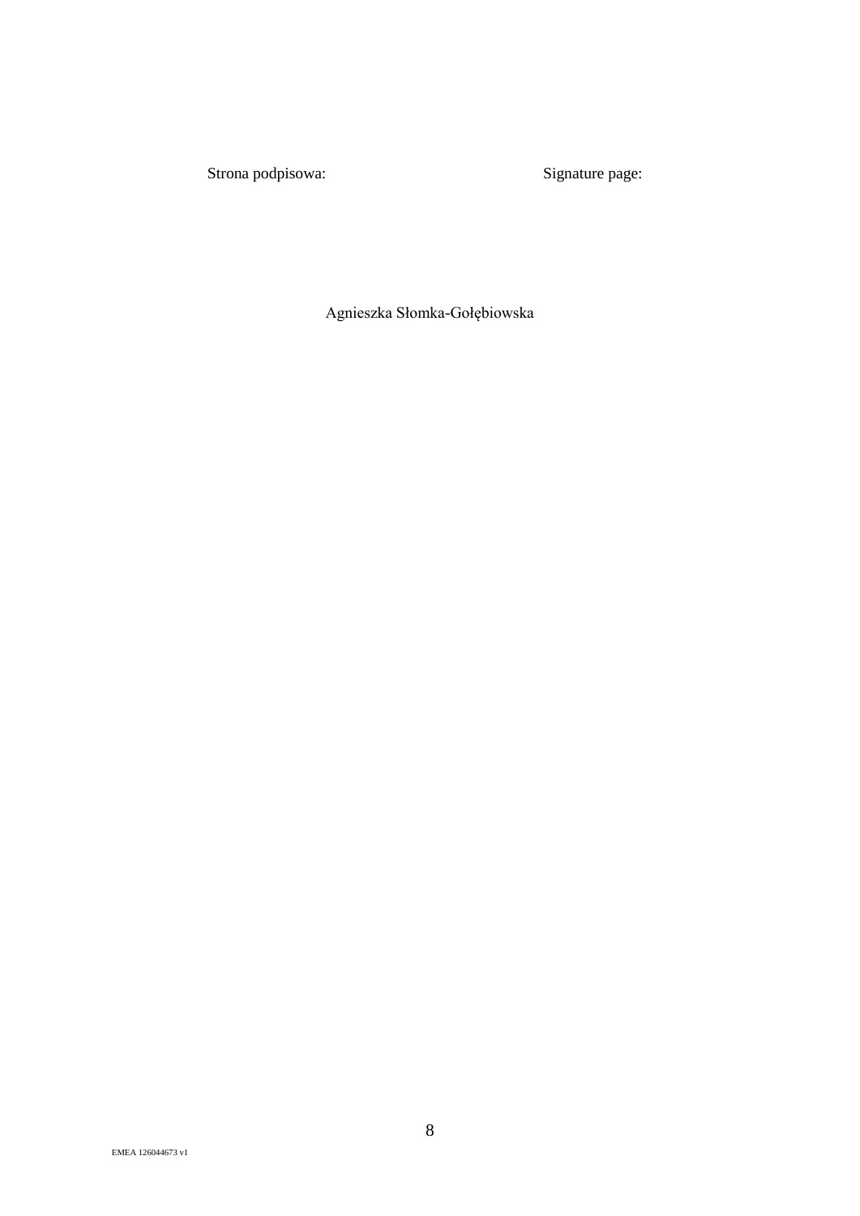Strona podpisowa: Signature page:

Agnieszka Słomka-Gołębiowska

EMEA 126044673 v1